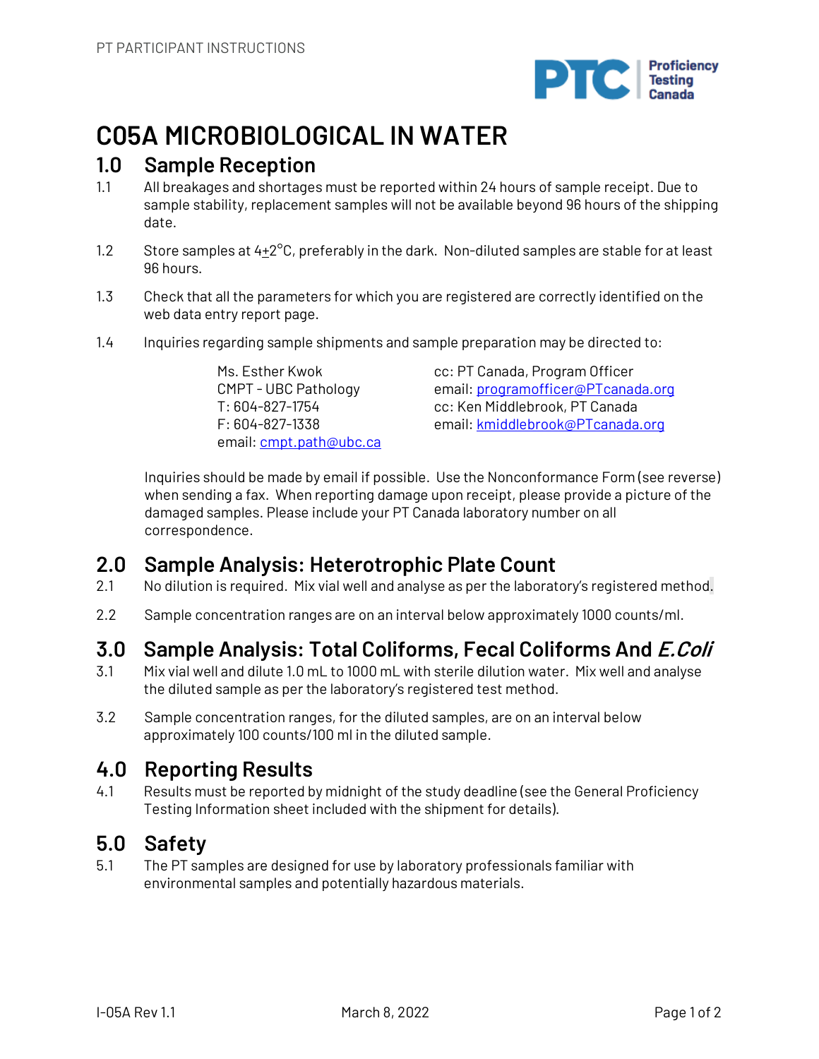# C05A MICROBIOLOGICAL IN WATER

## 1.0 Sample Reception

1.1 All breakages and shortages must be reported within 24 hours of sample receipt. Due to sample stability, replacement samples will not be available beyond 96 hours of the shipping date.

1.2 Store samples at 4±2°C, preferably in the dark. Non-diluted samples are stable for at least 96 hours.

1.3 Check that all the parameters for which you are registered are correctly identified on the web data entry report page.

1.4 Inquiries regarding sample shipments and sample preparation may be directed to:

Ms. Esther Kwok
CMPT - UBC Pathology
T: 604-827-1754
F: 604-827-1338
email: cmpt.path@ubc.ca

cc: PT Canada, Program Officer
email: programofficer@PTcanada.org
cc: Ken Middlebrook, PT Canada
email: kmiddlebrook@PTcanada.org

Inquiries should be made by email if possible. Use the Nonconformance Form (see reverse) when sending a fax. When reporting damage upon receipt, please provide a picture of the damaged samples. Please include your PT Canada laboratory number on all correspondence.

## 2.0 Sample Analysis: Heterotrophic Plate Count

2.1 No dilution is required. Mix vial well and analyse as per the laboratory's registered method.

2.2 Sample concentration ranges are on an interval below approximately 1000 counts/ml.

## 3.0 Sample Analysis: Total Coliforms, Fecal Coliforms And *E.Coli*

3.1 Mix vial well and dilute 1.0 mL to 1000 mL with sterile dilution water. Mix well and analyse the diluted sample as per the laboratory's registered test method.

3.2 Sample concentration ranges, for the diluted samples, are on an interval below approximately 100 counts/100 ml in the diluted sample.

## 4.0 Reporting Results

4.1 Results must be reported by midnight of the study deadline (see the General Proficiency Testing Information sheet included with the shipment for details).

## 5.0 Safety

5.1 The PT samples are designed for use by laboratory professionals familiar with environmental samples and potentially hazardous materials.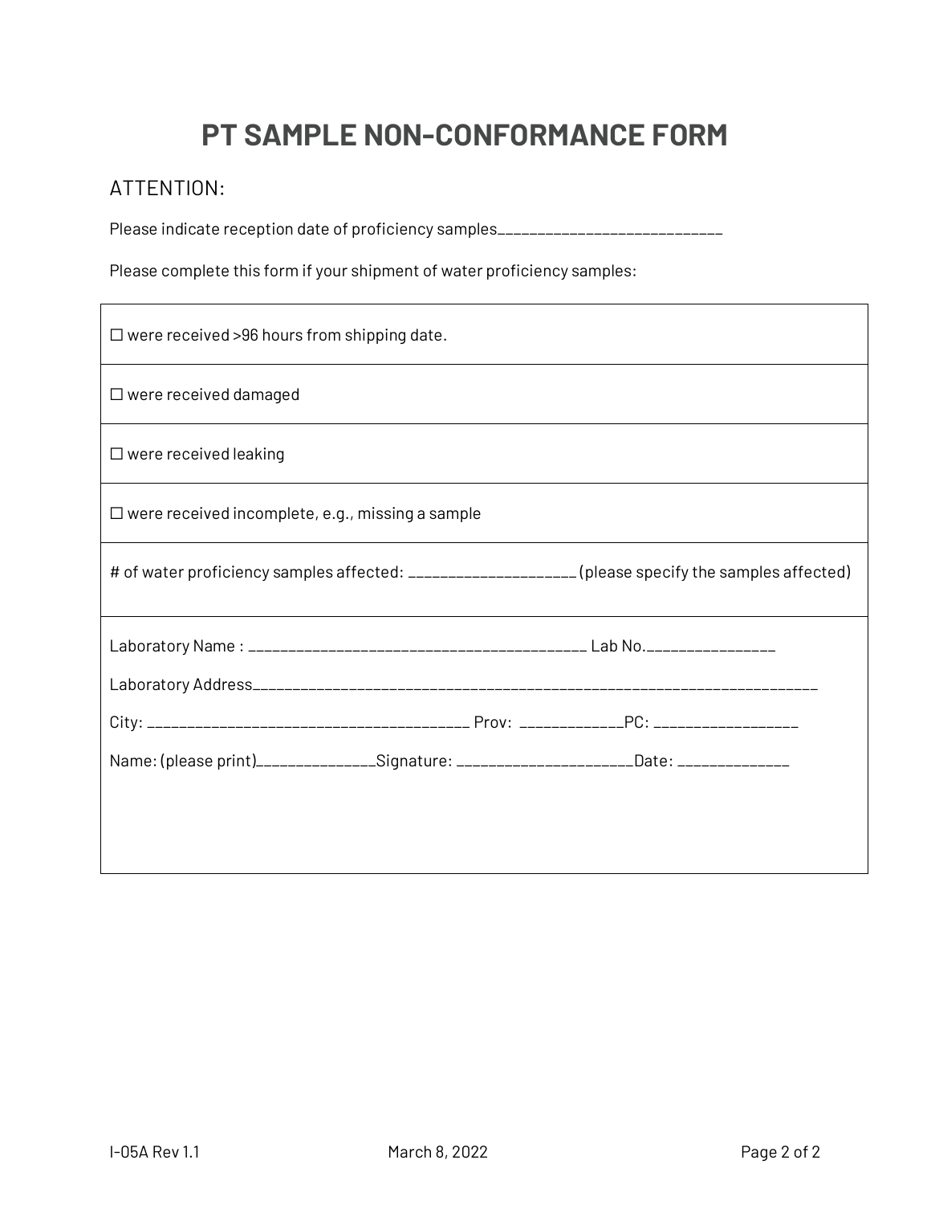# PT SAMPLE NON-CONFORMANCE FORM

ATTENTION:

Please indicate reception date of proficiency samples____________________________

Please complete this form if your shipment of water proficiency samples:

| |
|---|
| ☐ were received >96 hours from shipping date. |
| ☐ were received damaged |
| ☐ were received leaking |
| ☐ were received incomplete, e.g., missing a sample |
| # of water proficiency samples affected: ____________________ (please specify the samples affected) |
| Laboratory Name : __________________________________________ Lab No.________________ <br> Laboratory Address_________________________________________________________________________ <br> City: ________________________________________ Prov: _____________PC: __________________ <br> Name: (please print)_______________Signature: ______________________Date: ______________ |

I-05A Rev 1.1 March 8, 2022